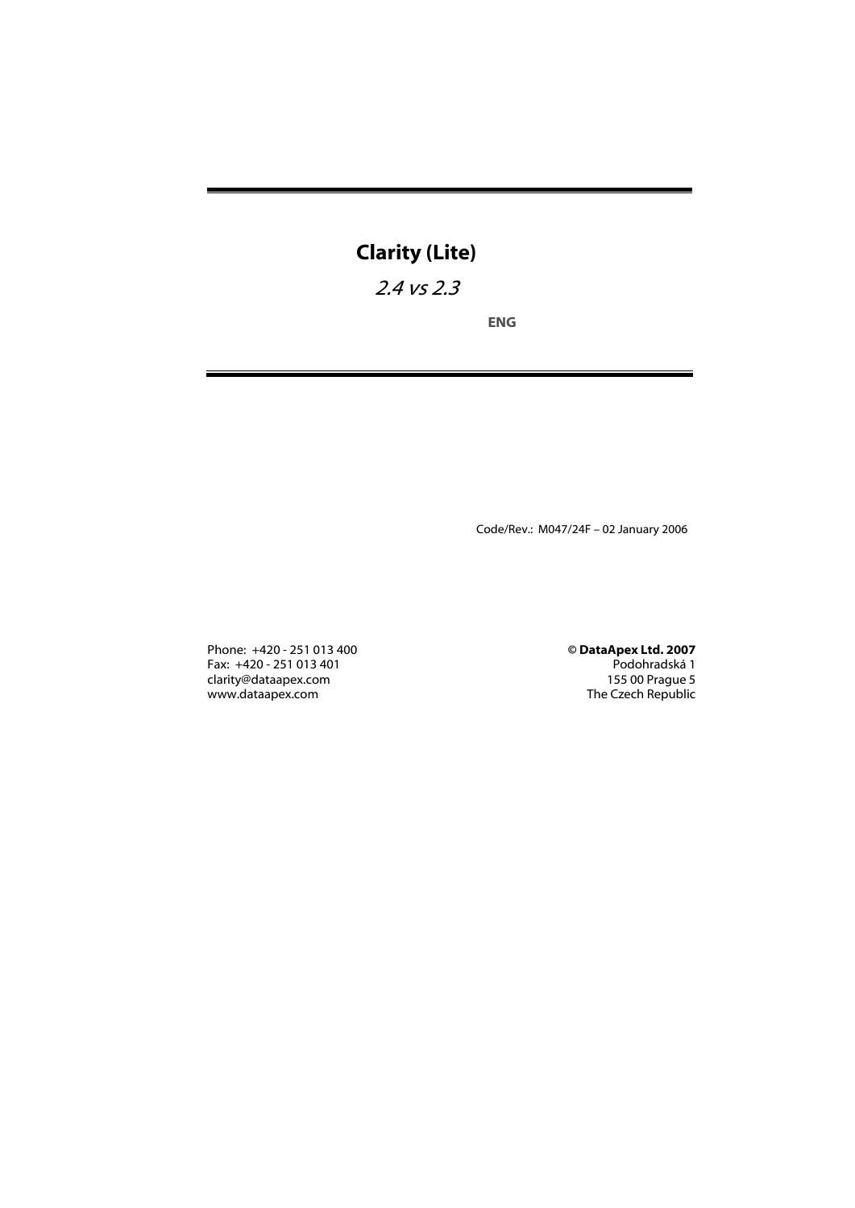# Clarity (Lite)

*2.4 vs 2.3*

**ENG**

Code/Rev.: M047/24F – 02 January 2006

Phone: +420 - 251 013 400
Fax: +420 - 251 013 401
clarity@dataapex.com
www.dataapex.com

**© DataApex Ltd. 2007**
Podohradská 1
155 00 Prague 5
The Czech Republic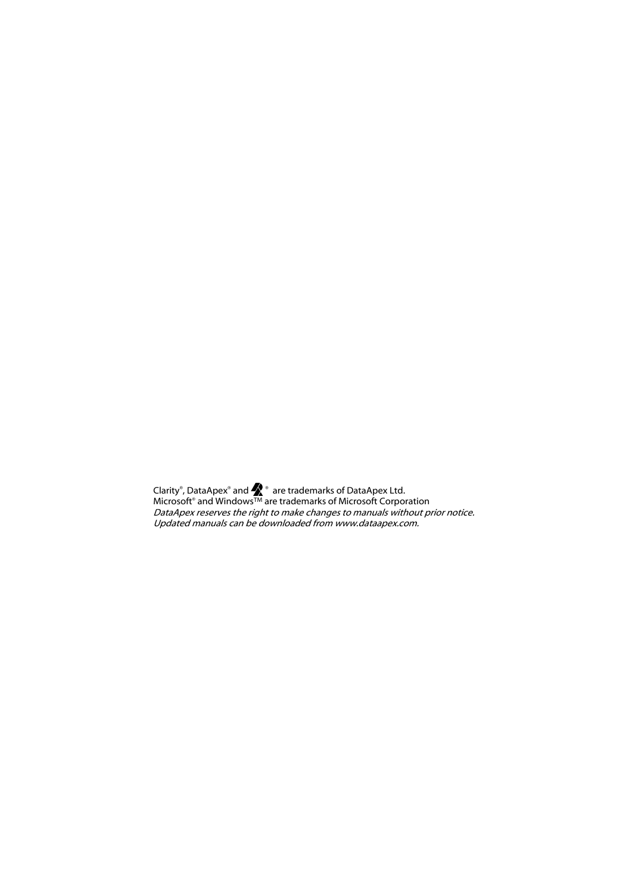Clarity®, DataApex® and ® are trademarks of DataApex Ltd.
Microsoft® and Windows™ are trademarks of Microsoft Corporation
*DataApex reserves the right to make changes to manuals without prior notice.*
*Updated manuals can be downloaded from www.dataapex.com.*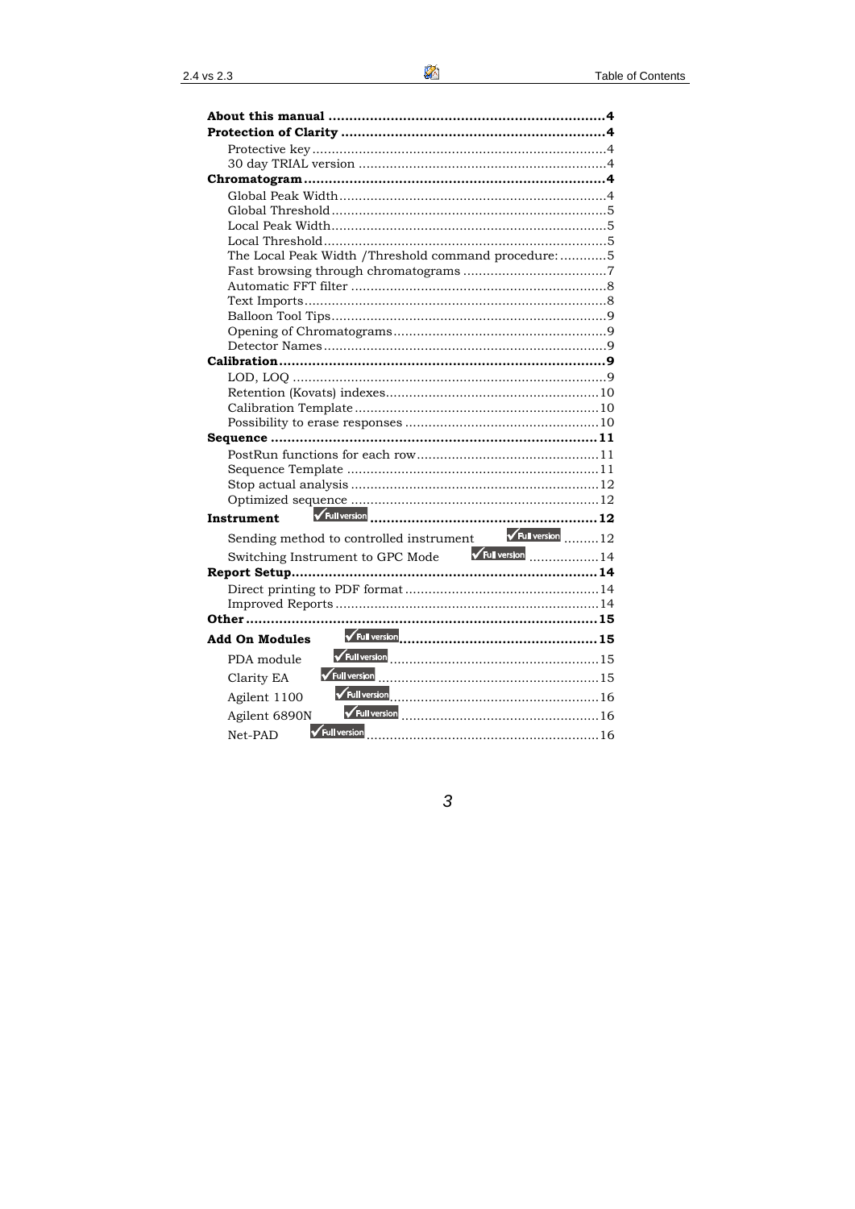**About this manual** .................................................................. 4
**Protection of Clarity** ................................................................ 4
- Protective key .......................................................................... 4
- 30 day TRIAL version ................................................................ 4

**Chromatogram** ........................................................................ 4
- Global Peak Width ..................................................................... 4
- Global Threshold ....................................................................... 5
- Local Peak Width ....................................................................... 5
- Local Threshold ......................................................................... 5
- The Local Peak Width /Threshold command procedure: ............ 5
- Fast browsing through chromatograms ..................................... 7
- Automatic FFT filter .................................................................. 8
- Text Imports .............................................................................. 8
- Balloon Tool Tips ....................................................................... 9
- Opening of Chromatograms ....................................................... 9
- Detector Names ......................................................................... 9

**Calibration** .............................................................................. 9
- LOD, LOQ ................................................................................. 9
- Retention (Kovats) indexes ....................................................... 10
- Calibration Template ............................................................... 10
- Possibility to erase responses .................................................. 10

**Sequence** ................................................................................ 11
- PostRun functions for each row ............................................... 11
- Sequence Template ................................................................. 11
- Stop actual analysis ................................................................. 12
- Optimized sequence ................................................................ 12

**Instrument** ✓Full version ....................................................... 12
- Sending method to controlled instrument ✓Full version ......... 12
- Switching Instrument to GPC Mode ✓Full version .................. 14

**Report Setup** ........................................................................... 14
- Direct printing to PDF format .................................................. 14
- Improved Reports .................................................................... 14

**Other** ...................................................................................... 15

**Add On Modules** ✓Full version ............................................... 15
- PDA module ✓Full version ...................................................... 15
- Clarity EA ✓Full version .......................................................... 15
- Agilent 1100 ✓Full version ...................................................... 16
- Agilent 6890N ✓Full version .................................................... 16
- Net-PAD ✓Full version ............................................................ 16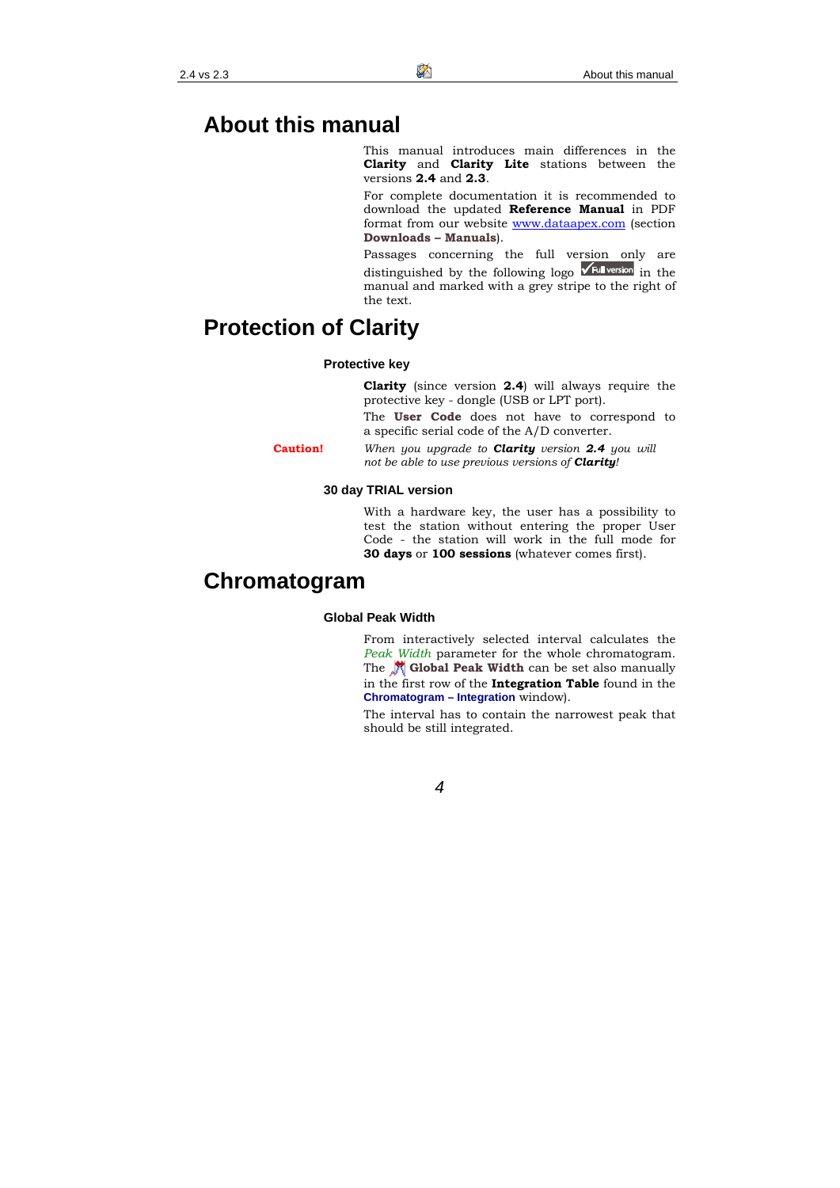# About this manual

This manual introduces main differences in the **Clarity** and **Clarity Lite** stations between the versions **2.4** and **2.3**.

For complete documentation it is recommended to download the updated **Reference Manual** in PDF format from our website www.dataapex.com (section **Downloads – Manuals**).

Passages concerning the full version only are distinguished by the following logo ✓Full version in the manual and marked with a grey stripe to the right of the text.

# Protection of Clarity

### Protective key

**Clarity** (since version **2.4**) will always require the protective key - dongle (USB or LPT port).

The **User Code** does not have to correspond to a specific serial code of the A/D converter.

**Caution!** *When you upgrade to **Clarity** version **2.4** you will not be able to use previous versions of **Clarity**!*

### 30 day TRIAL version

With a hardware key, the user has a possibility to test the station without entering the proper User Code - the station will work in the full mode for **30 days** or **100 sessions** (whatever comes first).

# Chromatogram

### Global Peak Width

From interactively selected interval calculates the *Peak Width* parameter for the whole chromatogram. The **Global Peak Width** can be set also manually in the first row of the **Integration Table** found in the **Chromatogram – Integration** window).

The interval has to contain the narrowest peak that should be still integrated.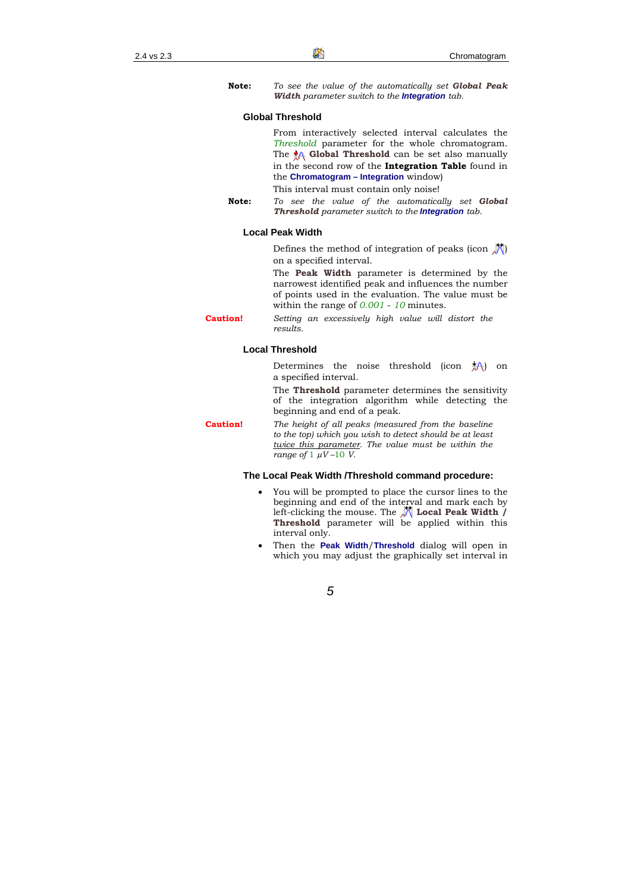**Note:** *To see the value of the automatically set **Global Peak Width** parameter switch to the **Integration** tab.*

### Global Threshold

From interactively selected interval calculates the *Threshold* parameter for the whole chromatogram. The **Global Threshold** can be set also manually in the second row of the **Integration Table** found in the **Chromatogram – Integration** window)

This interval must contain only noise!

**Note:** *To see the value of the automatically set **Global Threshold** parameter switch to the **Integration** tab.*

### Local Peak Width

Defines the method of integration of peaks (icon ) on a specified interval.

The **Peak Width** parameter is determined by the narrowest identified peak and influences the number of points used in the evaluation. The value must be within the range of *0.001 - 10* minutes.

**Caution!** *Setting an excessively high value will distort the results.*

### Local Threshold

Determines the noise threshold (icon ) on a specified interval.

The **Threshold** parameter determines the sensitivity of the integration algorithm while detecting the beginning and end of a peak.

**Caution!** *The height of all peaks (measured from the baseline to the top) which you wish to detect should be at least twice this parameter. The value must be within the range of 1 $\mu V$ –10 V.*

### The Local Peak Width /Threshold command procedure:

- You will be prompted to place the cursor lines to the beginning and end of the interval and mark each by left-clicking the mouse. The **Local Peak Width / Threshold** parameter will be applied within this interval only.
- Then the **Peak Width/Threshold** dialog will open in which you may adjust the graphically set interval in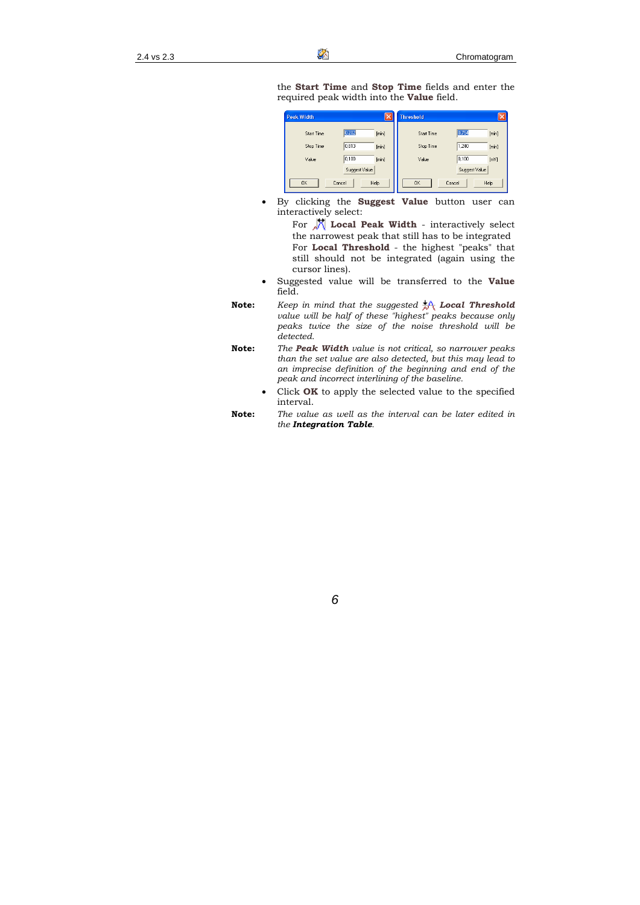the **Start Time** and **Stop Time** fields and enter the required peak width into the **Value** field.

- By clicking the **Suggest Value** button user can interactively select:

  For **Local Peak Width** - interactively select the narrowest peak that still has to be integrated

  For **Local Threshold** - the highest "peaks" that still should not be integrated (again using the cursor lines).

- Suggested value will be transferred to the **Value** field.

**Note:** *Keep in mind that the suggested* ***Local Threshold*** *value will be half of these "highest" peaks because only peaks twice the size of the noise threshold will be detected.*

**Note:** *The* ***Peak Width*** *value is not critical, so narrower peaks than the set value are also detected, but this may lead to an imprecise definition of the beginning and end of the peak and incorrect interlining of the baseline.*

- Click **OK** to apply the selected value to the specified interval.

**Note:** *The value as well as the interval can be later edited in the* ***Integration Table****.*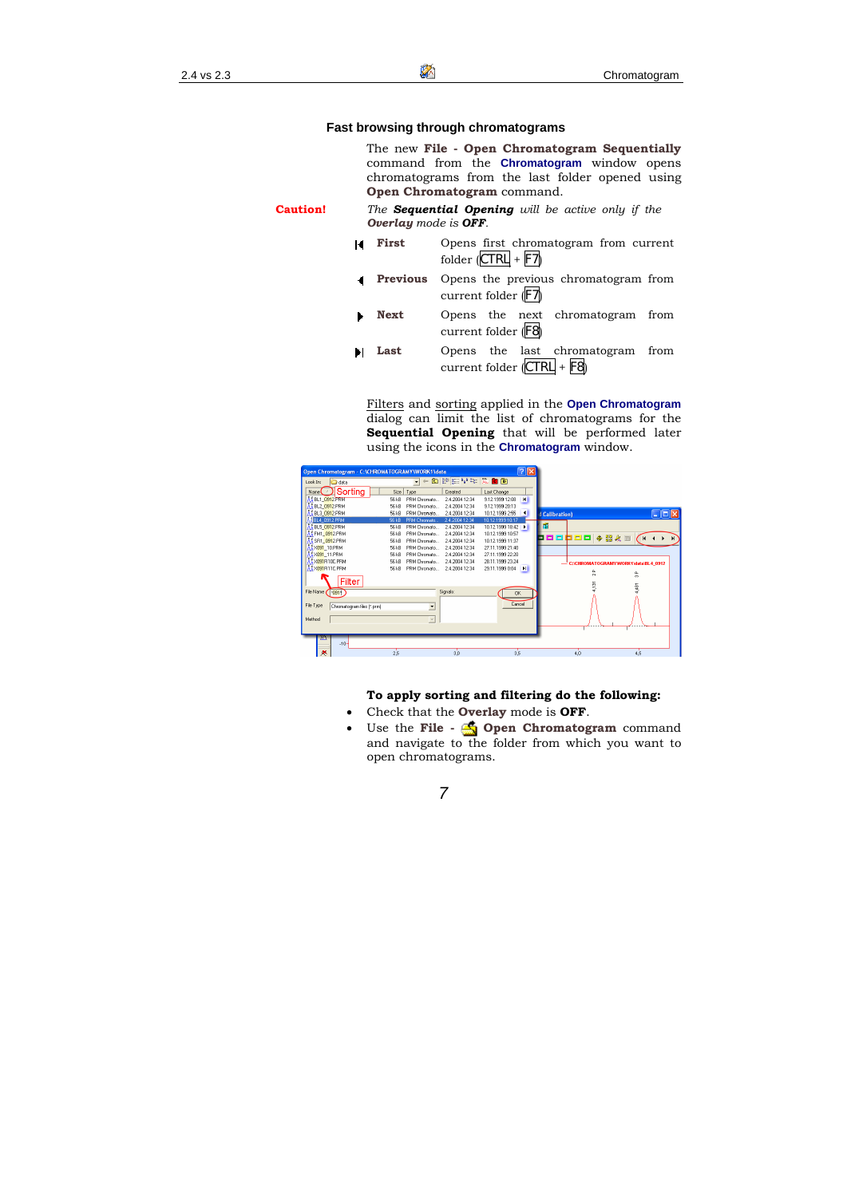## Fast browsing through chromatograms

The new **File - Open Chromatogram Sequentially** command from the **Chromatogram** window opens chromatograms from the last folder opened using **Open Chromatogram** command.

**Caution!** *The **Sequential Opening** will be active only if the **Overlay** mode is **OFF**.*

| | | |
|---|---|---|
| ⏮ | **First** | Opens first chromatogram from current folder (CTRL + F7) |
| ◀ | **Previous** | Opens the previous chromatogram from current folder (F7) |
| ▶ | **Next** | Opens the next chromatogram from current folder (F8) |
| ⏭ | **Last** | Opens the last chromatogram from current folder (CTRL + F8) |

Filters and sorting applied in the **Open Chromatogram** dialog can limit the list of chromatograms for the **Sequential Opening** that will be performed later using the icons in the **Chromatogram** window.

**To apply sorting and filtering do the following:**

- Check that the **Overlay** mode is **OFF**.
- Use the **File - Open Chromatogram** command and navigate to the folder from which you want to open chromatograms.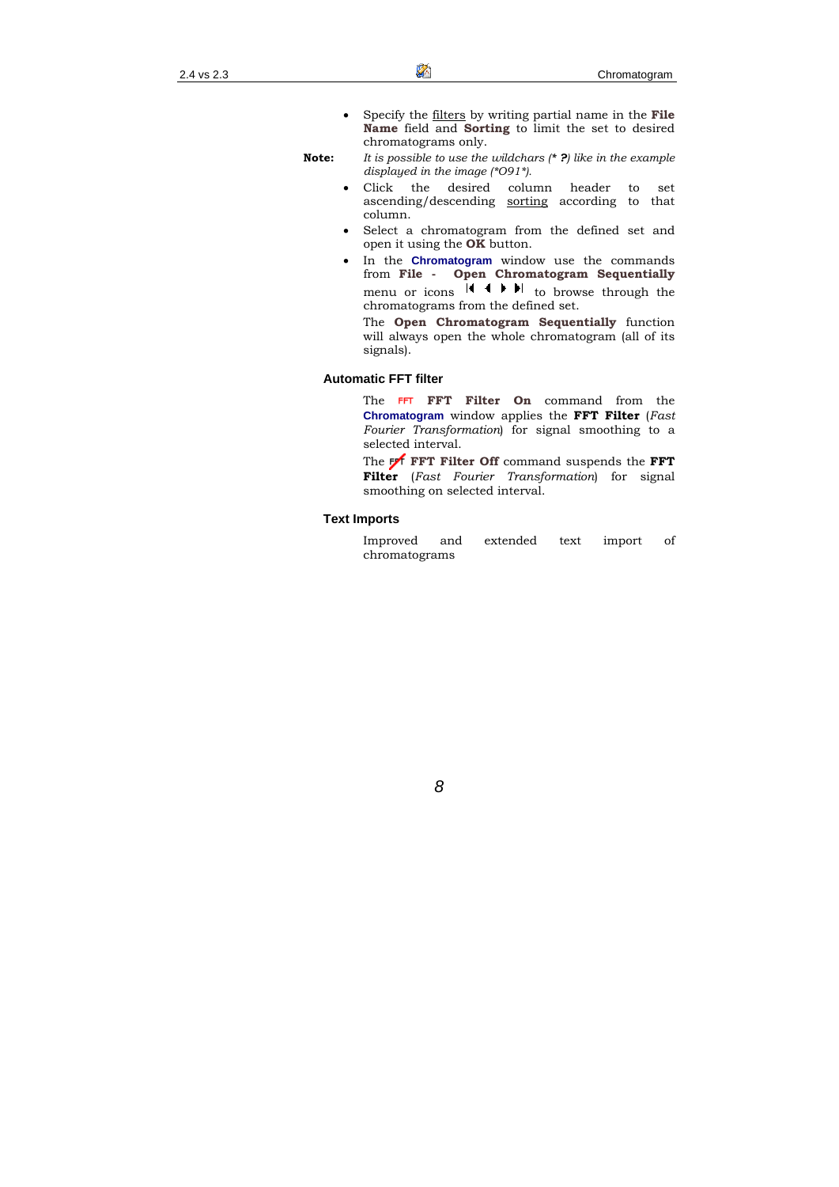- Specify the filters by writing partial name in the **File Name** field and **Sorting** to limit the set to desired chromatograms only.

**Note:** *It is possible to use the wildchars (\* **?**) like in the example displayed in the image (\*O91\*).*

- Click the desired column header to set ascending/descending sorting according to that column.
- Select a chromatogram from the defined set and open it using the **OK** button.
- In the **Chromatogram** window use the commands from **File - Open Chromatogram Sequentially** menu or icons to browse through the chromatograms from the defined set.

  The **Open Chromatogram Sequentially** function will always open the whole chromatogram (all of its signals).

### Automatic FFT filter

The **FFT Filter On** command from the **Chromatogram** window applies the **FFT Filter** (*Fast Fourier Transformation*) for signal smoothing to a selected interval.

The **FFT Filter Off** command suspends the **FFT Filter** (*Fast Fourier Transformation*) for signal smoothing on selected interval.

### Text Imports

Improved and extended text import of chromatograms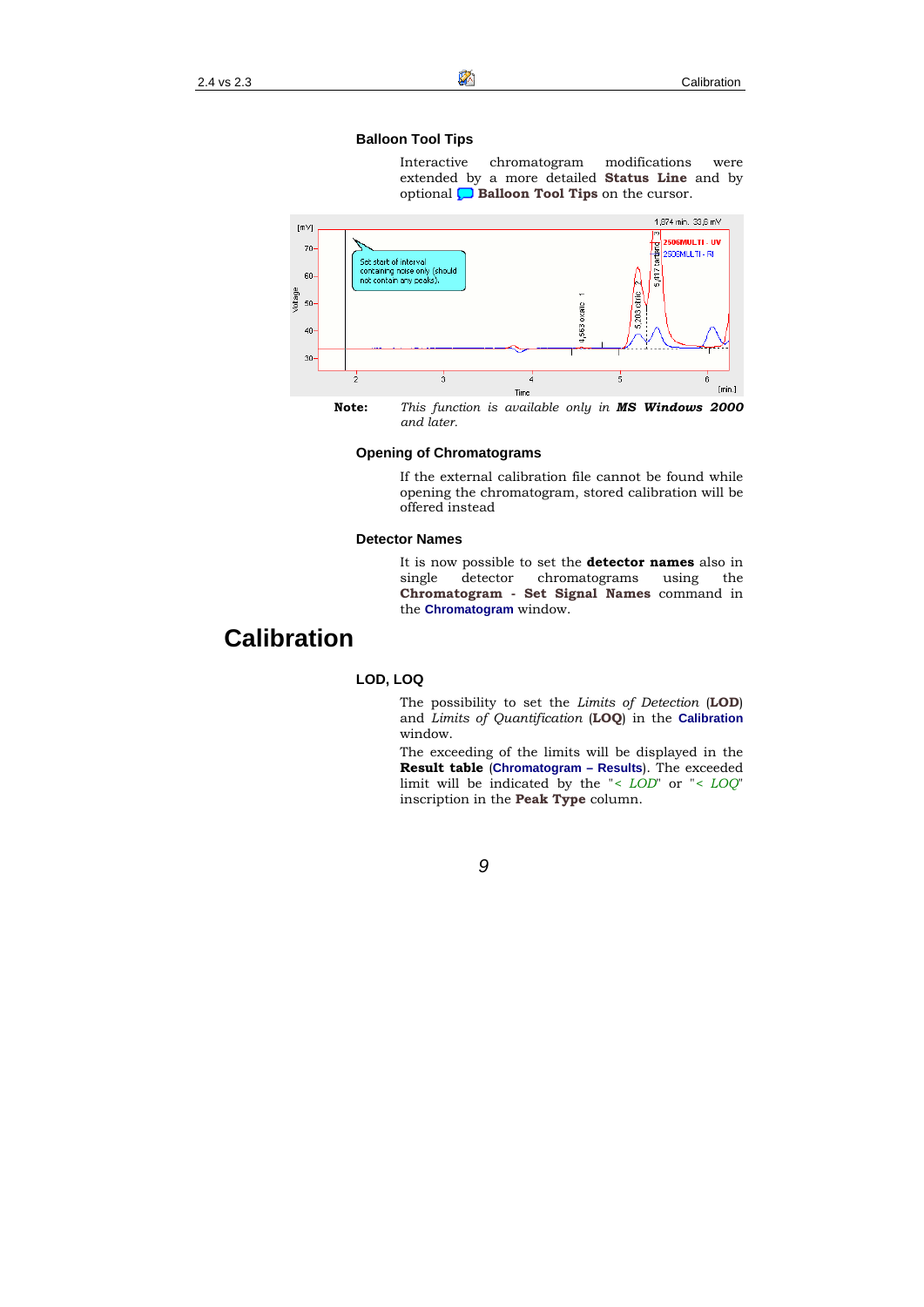### Balloon Tool Tips

Interactive chromatogram modifications were extended by a more detailed **Status Line** and by optional **Balloon Tool Tips** on the cursor.

**Note:** *This function is available only in* ***MS Windows 2000*** *and later.*

### Opening of Chromatograms

If the external calibration file cannot be found while opening the chromatogram, stored calibration will be offered instead

### Detector Names

It is now possible to set the **detector names** also in single detector chromatograms using the **Chromatogram - Set Signal Names** command in the **Chromatogram** window.

# Calibration

### LOD, LOQ

The possibility to set the *Limits of Detection* (**LOD**) and *Limits of Quantification* (**LOQ**) in the **Calibration** window.

The exceeding of the limits will be displayed in the **Result table** (**Chromatogram – Results**). The exceeded limit will be indicated by the "*< LOD*" or "*< LOQ*" inscription in the **Peak Type** column.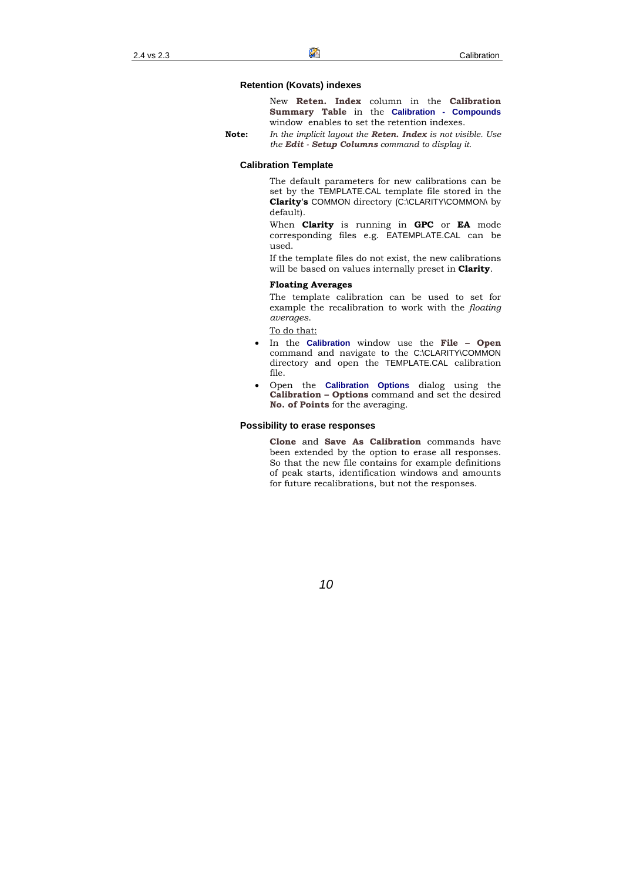### Retention (Kovats) indexes

New **Reten. Index** column in the **Calibration Summary Table** in the **Calibration - Compounds** window enables to set the retention indexes.

**Note:** *In the implicit layout the* ***Reten. Index*** *is not visible. Use the* ***Edit - Setup Columns*** *command to display it.*

### Calibration Template

The default parameters for new calibrations can be set by the TEMPLATE.CAL template file stored in the **Clarity's** COMMON directory (C:\CLARITY\COMMON\ by default).

When **Clarity** is running in **GPC** or **EA** mode corresponding files e.g. EATEMPLATE.CAL can be used.

If the template files do not exist, the new calibrations will be based on values internally preset in **Clarity**.

**Floating Averages**

The template calibration can be used to set for example the recalibration to work with the *floating averages*.

To do that:

- In the **Calibration** window use the **File – Open** command and navigate to the C:\CLARITY\COMMON directory and open the TEMPLATE.CAL calibration file.
- Open the **Calibration Options** dialog using the **Calibration – Options** command and set the desired **No. of Points** for the averaging.

### Possibility to erase responses

**Clone** and **Save As Calibration** commands have been extended by the option to erase all responses. So that the new file contains for example definitions of peak starts, identification windows and amounts for future recalibrations, but not the responses.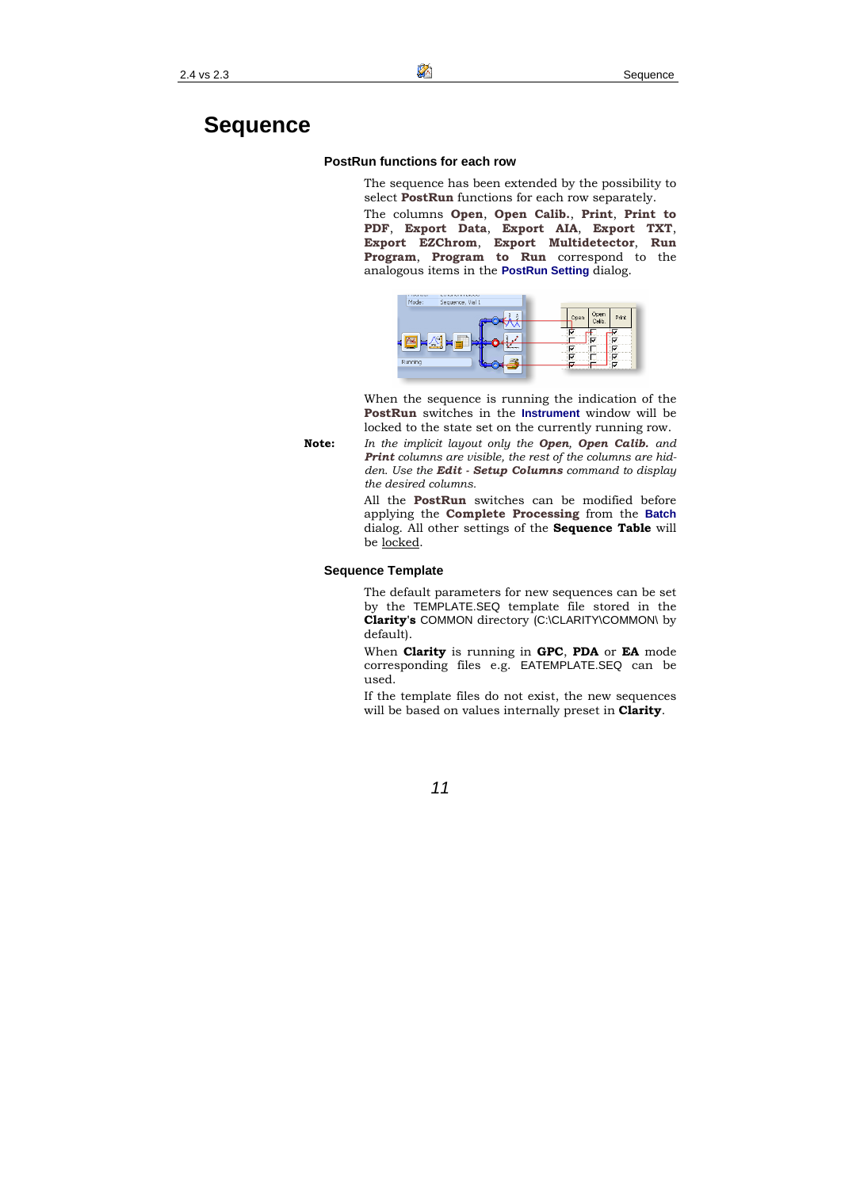# Sequence

### PostRun functions for each row

The sequence has been extended by the possibility to select **PostRun** functions for each row separately.

The columns **Open**, **Open Calib.**, **Print**, **Print to PDF**, **Export Data**, **Export AIA**, **Export TXT**, **Export EZChrom**, **Export Multidetector**, **Run Program**, **Program to Run** correspond to the analogous items in the **PostRun Setting** dialog.

When the sequence is running the indication of the **PostRun** switches in the **Instrument** window will be locked to the state set on the currently running row.

**Note:** *In the implicit layout only the **Open**, **Open Calib.** and **Print** columns are visible, the rest of the columns are hidden. Use the **Edit - Setup Columns** command to display the desired columns.*

All the **PostRun** switches can be modified before applying the **Complete Processing** from the **Batch** dialog. All other settings of the **Sequence Table** will be locked.

### Sequence Template

The default parameters for new sequences can be set by the TEMPLATE.SEQ template file stored in the **Clarity's** COMMON directory (C:\CLARITY\COMMON\ by default).

When **Clarity** is running in **GPC**, **PDA** or **EA** mode corresponding files e.g. EATEMPLATE.SEQ can be used.

If the template files do not exist, the new sequences will be based on values internally preset in **Clarity**.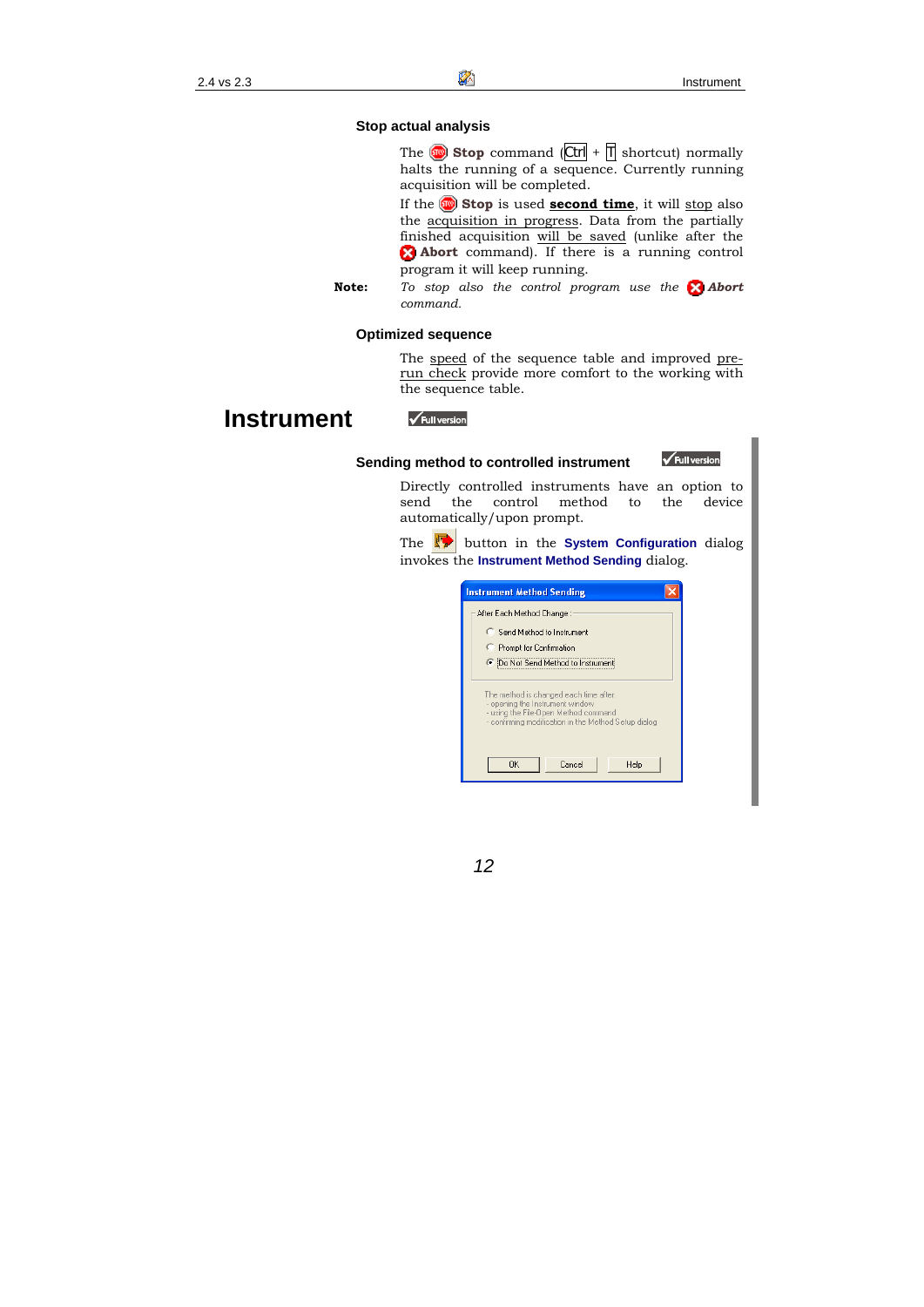### Stop actual analysis

The **Stop** command (Ctrl + T shortcut) normally halts the running of a sequence. Currently running acquisition will be completed.

If the **Stop** is used **second time**, it will stop also the acquisition in progress. Data from the partially finished acquisition will be saved (unlike after the **Abort** command). If there is a running control program it will keep running.

**Note:** *To stop also the control program use the* ***Abort*** *command.*

### Optimized sequence

The speed of the sequence table and improved pre-run check provide more comfort to the working with the sequence table.

# Instrument

Full version

### Sending method to controlled instrument

Full version

Directly controlled instruments have an option to send the control method to the device automatically/upon prompt.

The button in the **System Configuration** dialog invokes the **Instrument Method Sending** dialog.

Instrument Method Sending

After Each Method Change:

- Send Method to Instrument
- Prompt for Confirmation
- Do Not Send Method to Instrument

The method is changed each time after:
- opening the Instrument window
- using the File-Open Method command
- confirming modification in the Method Setup dialog

OK | Cancel | Help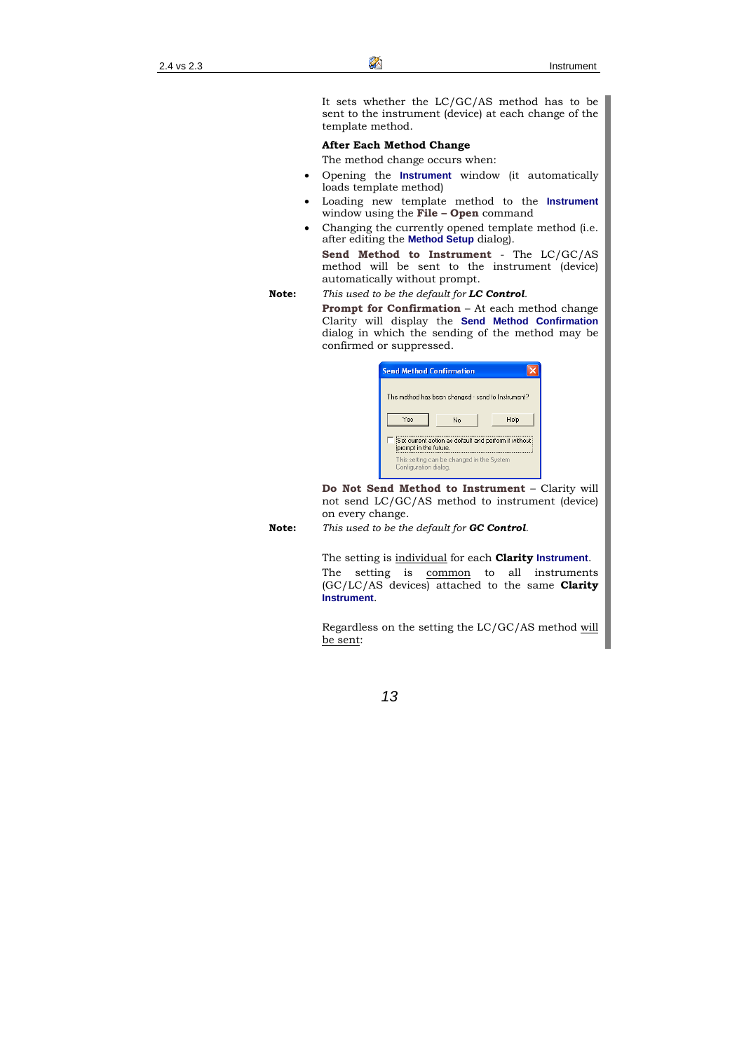It sets whether the LC/GC/AS method has to be sent to the instrument (device) at each change of the template method.

**After Each Method Change**

The method change occurs when:

- Opening the **Instrument** window (it automatically loads template method)
- Loading new template method to the **Instrument** window using the **File – Open** command
- Changing the currently opened template method (i.e. after editing the **Method Setup** dialog).

**Send Method to Instrument** - The LC/GC/AS method will be sent to the instrument (device) automatically without prompt.

**Note:** *This used to be the default for* ***LC Control****.*

**Prompt for Confirmation** – At each method change Clarity will display the **Send Method Confirmation** dialog in which the sending of the method may be confirmed or suppressed.

**Do Not Send Method to Instrument** – Clarity will not send LC/GC/AS method to instrument (device) on every change.

**Note:** *This used to be the default for* ***GC Control****.*

The setting is individual for each **Clarity Instrument**.

The setting is common to all instruments (GC/LC/AS devices) attached to the same **Clarity Instrument**.

Regardless on the setting the LC/GC/AS method will be sent: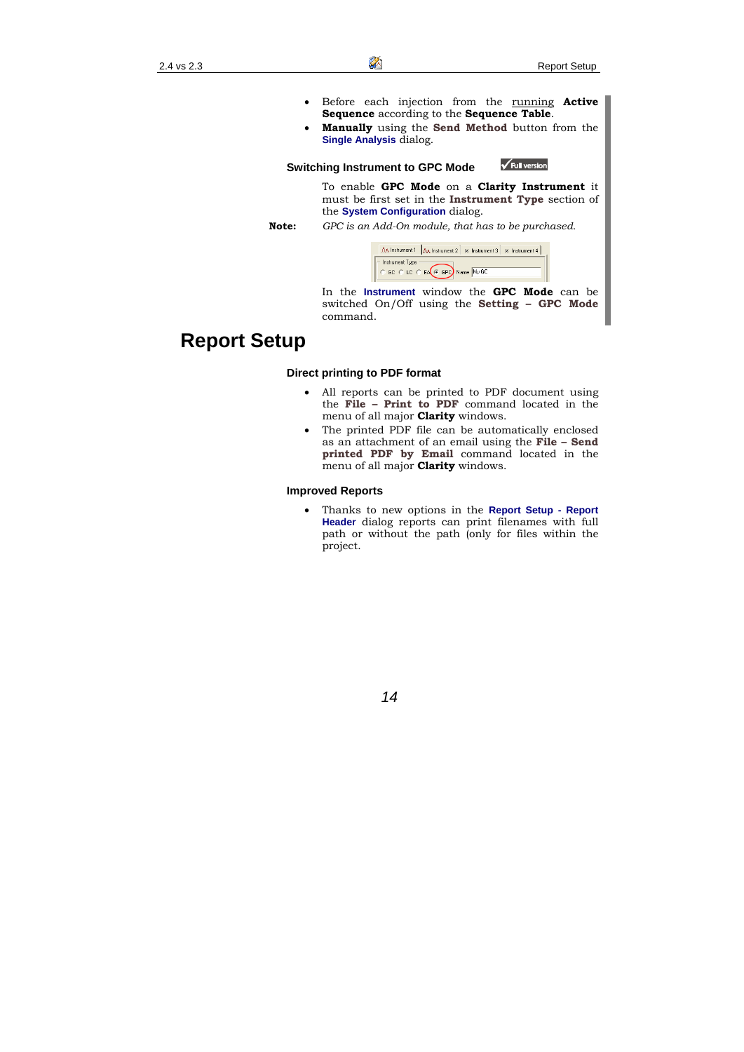- Before each injection from the running **Active Sequence** according to the **Sequence Table**.
- **Manually** using the **Send Method** button from the **Single Analysis** dialog.

### Switching Instrument to GPC Mode

Full version

To enable **GPC Mode** on a **Clarity Instrument** it must be first set in the **Instrument Type** section of the **System Configuration** dialog.

**Note:** *GPC is an Add-On module, that has to be purchased.*

In the **Instrument** window the **GPC Mode** can be switched On/Off using the **Setting – GPC Mode** command.

# Report Setup

### Direct printing to PDF format

- All reports can be printed to PDF document using the **File – Print to PDF** command located in the menu of all major **Clarity** windows.
- The printed PDF file can be automatically enclosed as an attachment of an email using the **File – Send printed PDF by Email** command located in the menu of all major **Clarity** windows.

### Improved Reports

- Thanks to new options in the **Report Setup - Report Header** dialog reports can print filenames with full path or without the path (only for files within the project.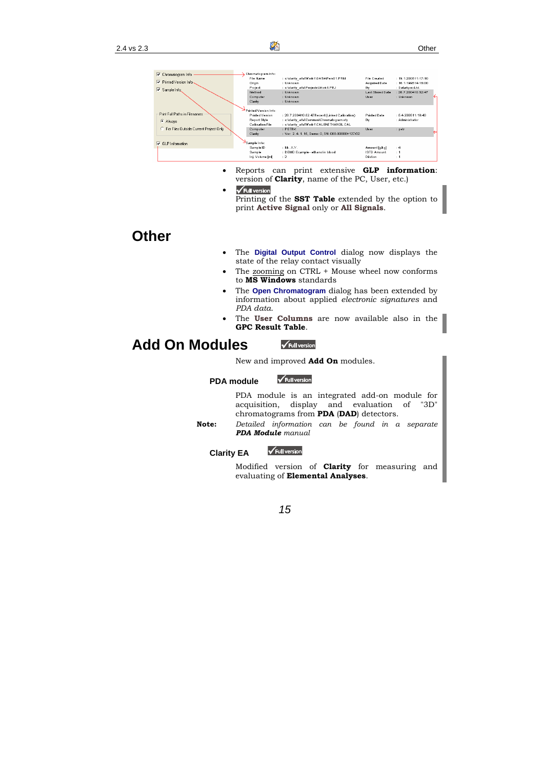- Reports can print extensive **GLP information**: version of **Clarity**, name of the PC, User, etc.)
- Full version
  Printing of the **SST Table** extended by the option to print **Active Signal** only or **All Signals**.

# Other

- The **Digital Output Control** dialog now displays the state of the relay contact visually
- The zooming on CTRL + Mouse wheel now conforms to **MS Windows** standards
- The **Open Chromatogram** dialog has been extended by information about applied *electronic signatures* and *PDA data.*
- The **User Columns** are now available also in the **GPC Result Table**.

# Add On Modules

Full version

New and improved **Add On** modules.

## PDA module

Full version

PDA module is an integrated add-on module for acquisition, display and evaluation of "3D" chromatograms from **PDA** (**DAD**) detectors.

**Note:** *Detailed information can be found in a separate* ***PDA Module*** *manual*

## Clarity EA

Full version

Modified version of **Clarity** for measuring and evaluating of **Elemental Analyses**.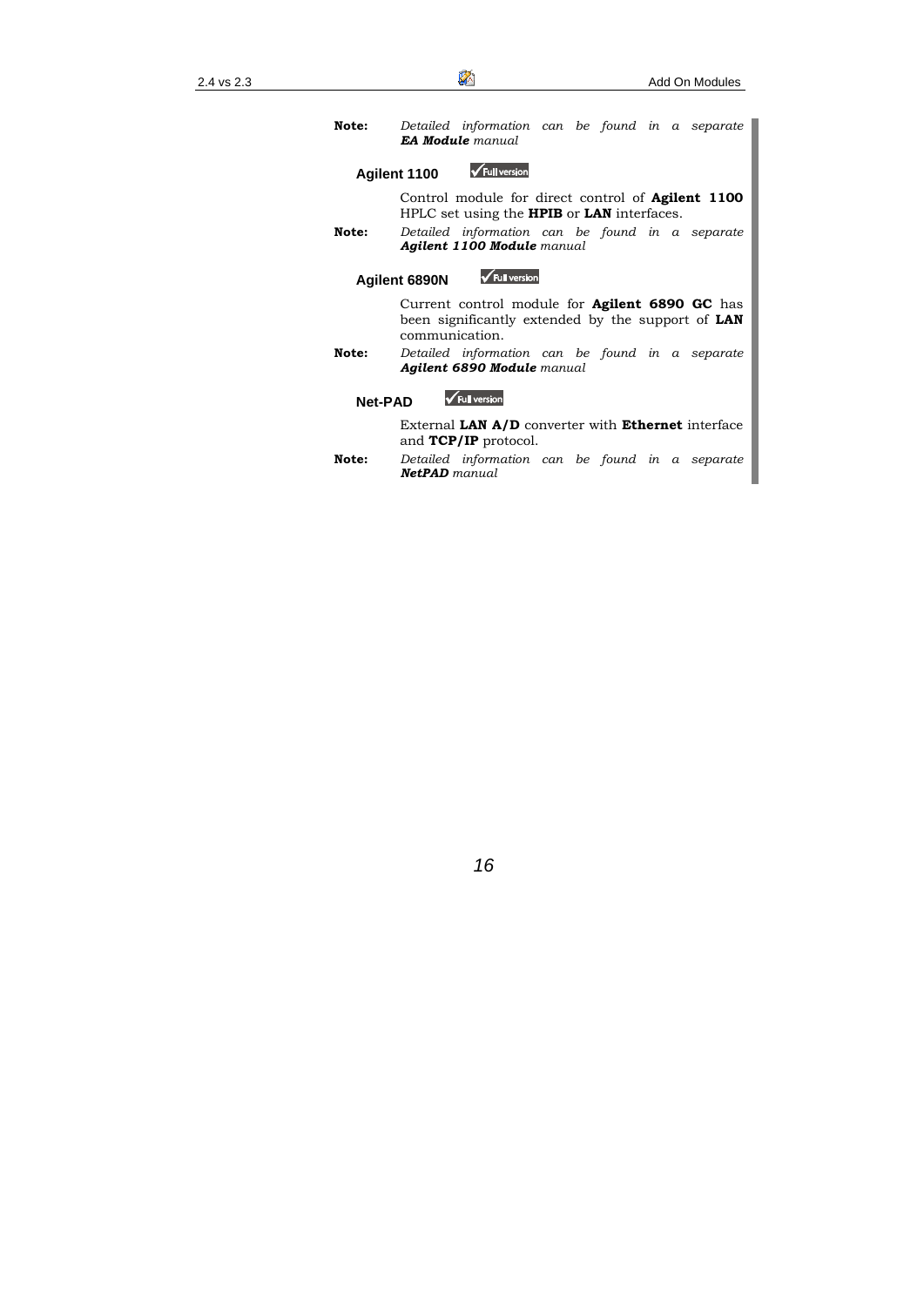**Note:** *Detailed information can be found in a separate **EA Module** manual*

### Agilent 1100

✓Full version

Control module for direct control of **Agilent 1100** HPLC set using the **HPIB** or **LAN** interfaces.

**Note:** *Detailed information can be found in a separate **Agilent 1100 Module** manual*

### Agilent 6890N

✓Full version

Current control module for **Agilent 6890 GC** has been significantly extended by the support of **LAN** communication.

**Note:** *Detailed information can be found in a separate **Agilent 6890 Module** manual*

### Net-PAD

✓Full version

External **LAN A/D** converter with **Ethernet** interface and **TCP/IP** protocol.

**Note:** *Detailed information can be found in a separate **NetPAD** manual*